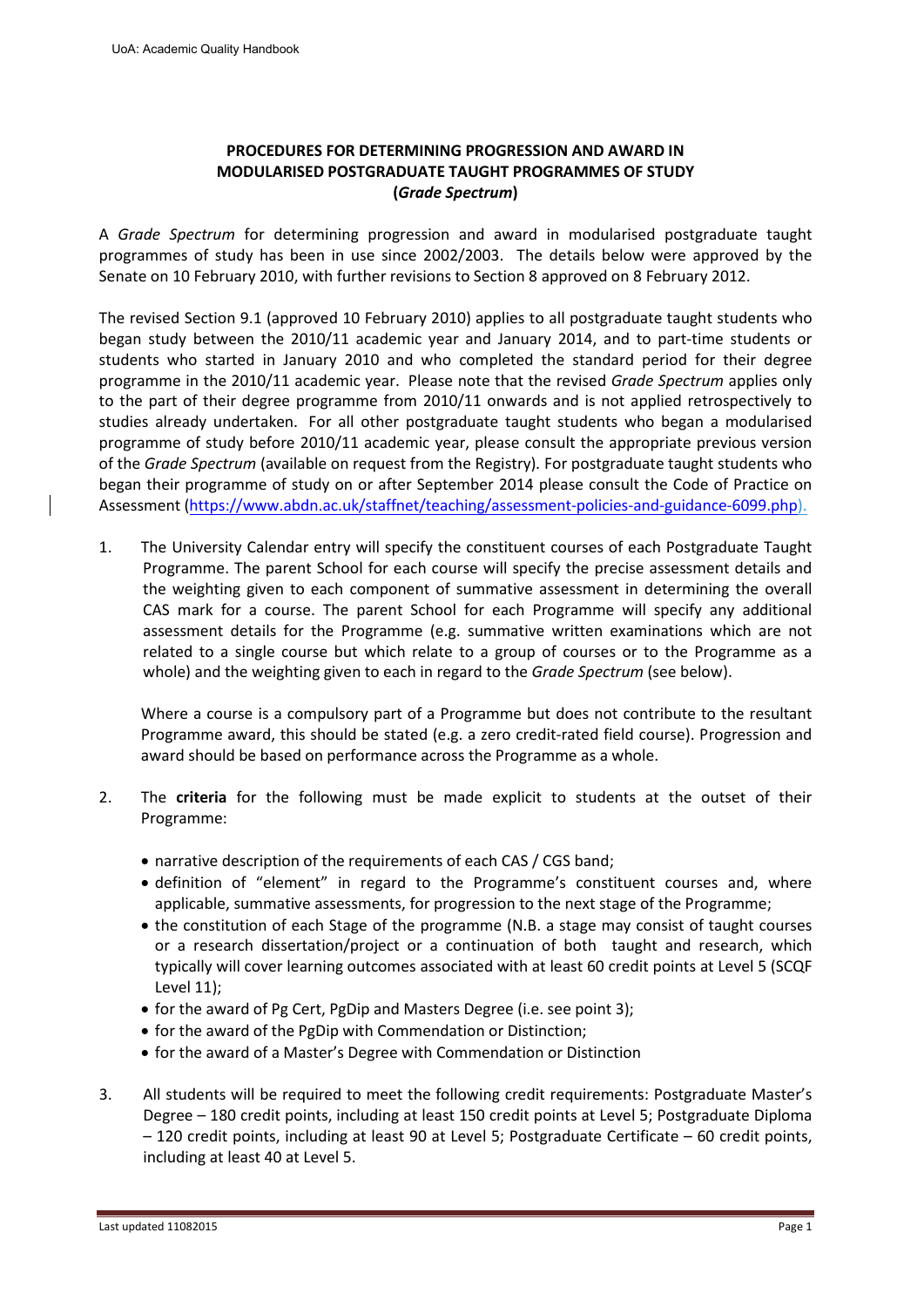**PROCEDURES FOR DETERMINING PROGRESSION AND AWARD IN MODULARISED POSTGRADUATE TAUGHT PROGRAMMES OF STUDY (*Grade Spectrum*)**

A *Grade Spectrum* for determining progression and award in modularised postgraduate taught programmes of study has been in use since 2002/2003. The details below were approved by the Senate on 10 February 2010, with further revisions to Section 8 approved on 8 February 2012.

The revised Section 9.1 (approved 10 February 2010) applies to all postgraduate taught students who began study between the 2010/11 academic year and January 2014, and to part-time students or students who started in January 2010 and who completed the standard period for their degree programme in the 2010/11 academic year. Please note that the revised *Grade Spectrum* applies only to the part of their degree programme from 2010/11 onwards and is not applied retrospectively to studies already undertaken. For all other postgraduate taught students who began a modularised programme of study before 2010/11 academic year, please consult the appropriate previous version of the *Grade Spectrum* (available on request from the Registry). For postgraduate taught students who began their programme of study on or after September 2014 please consult the Code of Practice on Assessment (https://www.abdn.ac.uk/staffnet/teaching/assessment-policies-and-guidance-6099.php).

1. The University Calendar entry will specify the constituent courses of each Postgraduate Taught Programme. The parent School for each course will specify the precise assessment details and the weighting given to each component of summative assessment in determining the overall CAS mark for a course. The parent School for each Programme will specify any additional assessment details for the Programme (e.g. summative written examinations which are not related to a single course but which relate to a group of courses or to the Programme as a whole) and the weighting given to each in regard to the *Grade Spectrum* (see below).

   Where a course is a compulsory part of a Programme but does not contribute to the resultant Programme award, this should be stated (e.g. a zero credit-rated field course). Progression and award should be based on performance across the Programme as a whole.

2. The **criteria** for the following must be made explicit to students at the outset of their Programme:

   - narrative description of the requirements of each CAS / CGS band;
   - definition of "element" in regard to the Programme's constituent courses and, where applicable, summative assessments, for progression to the next stage of the Programme;
   - the constitution of each Stage of the programme (N.B. a stage may consist of taught courses or a research dissertation/project or a continuation of both taught and research, which typically will cover learning outcomes associated with at least 60 credit points at Level 5 (SCQF Level 11);
   - for the award of Pg Cert, PgDip and Masters Degree (i.e. see point 3);
   - for the award of the PgDip with Commendation or Distinction;
   - for the award of a Master's Degree with Commendation or Distinction

3. All students will be required to meet the following credit requirements: Postgraduate Master's Degree – 180 credit points, including at least 150 credit points at Level 5; Postgraduate Diploma – 120 credit points, including at least 90 at Level 5; Postgraduate Certificate – 60 credit points, including at least 40 at Level 5.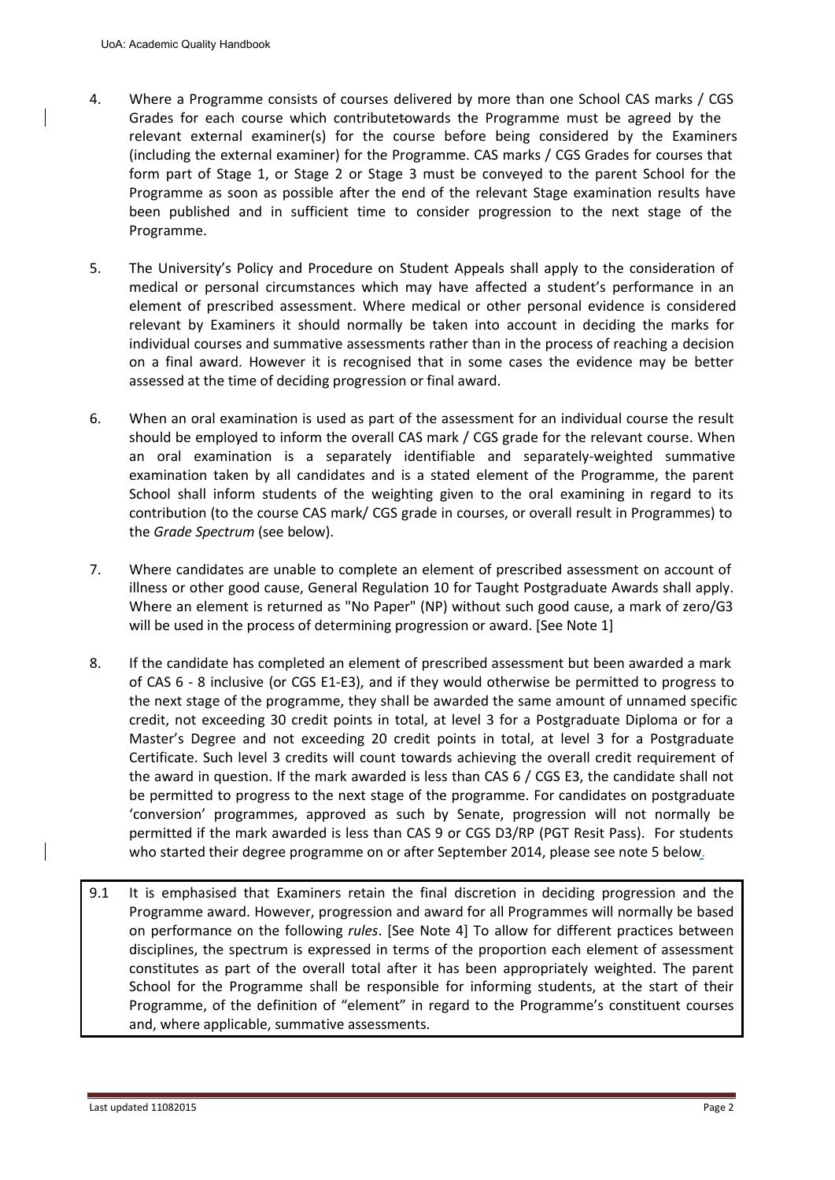4. Where a Programme consists of courses delivered by more than one School CAS marks / CGS Grades for each course which contributetowards the Programme must be agreed by the relevant external examiner(s) for the course before being considered by the Examiners (including the external examiner) for the Programme. CAS marks / CGS Grades for courses that form part of Stage 1, or Stage 2 or Stage 3 must be conveyed to the parent School for the Programme as soon as possible after the end of the relevant Stage examination results have been published and in sufficient time to consider progression to the next stage of the Programme.

5. The University's Policy and Procedure on Student Appeals shall apply to the consideration of medical or personal circumstances which may have affected a student's performance in an element of prescribed assessment. Where medical or other personal evidence is considered relevant by Examiners it should normally be taken into account in deciding the marks for individual courses and summative assessments rather than in the process of reaching a decision on a final award. However it is recognised that in some cases the evidence may be better assessed at the time of deciding progression or final award.

6. When an oral examination is used as part of the assessment for an individual course the result should be employed to inform the overall CAS mark / CGS grade for the relevant course. When an oral examination is a separately identifiable and separately-weighted summative examination taken by all candidates and is a stated element of the Programme, the parent School shall inform students of the weighting given to the oral examining in regard to its contribution (to the course CAS mark/ CGS grade in courses, or overall result in Programmes) to the *Grade Spectrum* (see below).

7. Where candidates are unable to complete an element of prescribed assessment on account of illness or other good cause, General Regulation 10 for Taught Postgraduate Awards shall apply. Where an element is returned as "No Paper" (NP) without such good cause, a mark of zero/G3 will be used in the process of determining progression or award. [See Note 1]

8. If the candidate has completed an element of prescribed assessment but been awarded a mark of CAS 6 - 8 inclusive (or CGS E1-E3), and if they would otherwise be permitted to progress to the next stage of the programme, they shall be awarded the same amount of unnamed specific credit, not exceeding 30 credit points in total, at level 3 for a Postgraduate Diploma or for a Master's Degree and not exceeding 20 credit points in total, at level 3 for a Postgraduate Certificate. Such level 3 credits will count towards achieving the overall credit requirement of the award in question. If the mark awarded is less than CAS 6 / CGS E3, the candidate shall not be permitted to progress to the next stage of the programme. For candidates on postgraduate 'conversion' programmes, approved as such by Senate, progression will not normally be permitted if the mark awarded is less than CAS 9 or CGS D3/RP (PGT Resit Pass). For students who started their degree programme on or after September 2014, please see note 5 below.

9.1 It is emphasised that Examiners retain the final discretion in deciding progression and the Programme award. However, progression and award for all Programmes will normally be based on performance on the following *rules*. [See Note 4] To allow for different practices between disciplines, the spectrum is expressed in terms of the proportion each element of assessment constitutes as part of the overall total after it has been appropriately weighted. The parent School for the Programme shall be responsible for informing students, at the start of their Programme, of the definition of "element" in regard to the Programme's constituent courses and, where applicable, summative assessments.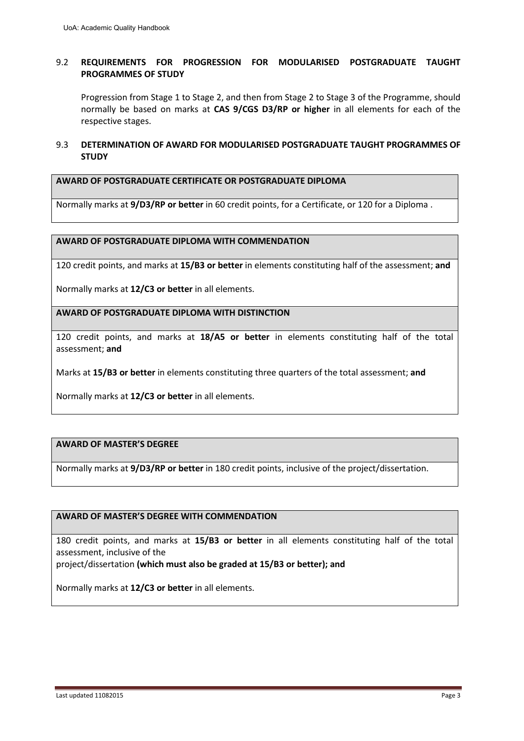## 9.2 REQUIREMENTS FOR PROGRESSION FOR MODULARISED POSTGRADUATE TAUGHT PROGRAMMES OF STUDY

Progression from Stage 1 to Stage 2, and then from Stage 2 to Stage 3 of the Programme, should normally be based on marks at **CAS 9/CGS D3/RP or higher** in all elements for each of the respective stages.

## 9.3 DETERMINATION OF AWARD FOR MODULARISED POSTGRADUATE TAUGHT PROGRAMMES OF STUDY

| **AWARD OF POSTGRADUATE CERTIFICATE OR POSTGRADUATE DIPLOMA** |
| --- |
| Normally marks at **9/D3/RP or better** in 60 credit points, for a Certificate, or 120 for a Diploma . |

| **AWARD OF POSTGRADUATE DIPLOMA WITH COMMENDATION** |
| --- |
| 120 credit points, and marks at **15/B3 or better** in elements constituting half of the assessment; **and** <br><br> Normally marks at **12/C3 or better** in all elements. |
| **AWARD OF POSTGRADUATE DIPLOMA WITH DISTINCTION** |
| 120 credit points, and marks at **18/A5 or better** in elements constituting half of the total assessment; **and** <br><br> Marks at **15/B3 or better** in elements constituting three quarters of the total assessment; **and** <br><br> Normally marks at **12/C3 or better** in all elements. |

| **AWARD OF MASTER'S DEGREE** |
| --- |
| Normally marks at **9/D3/RP or better** in 180 credit points, inclusive of the project/dissertation. |

| **AWARD OF MASTER'S DEGREE WITH COMMENDATION** |
| --- |
| 180 credit points, and marks at **15/B3 or better** in all elements constituting half of the total assessment, inclusive of the project/dissertation **(which must also be graded at 15/B3 or better); and** <br><br> Normally marks at **12/C3 or better** in all elements. |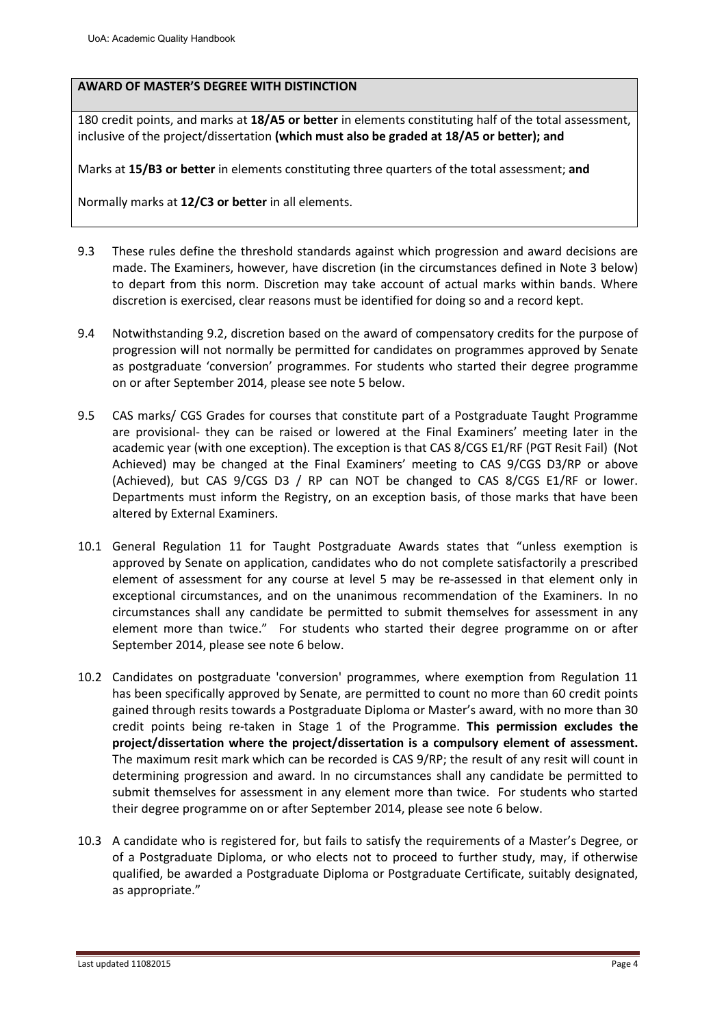| **AWARD OF MASTER'S DEGREE WITH DISTINCTION** |
| --- |
| 180 credit points, and marks at **18/A5 or better** in elements constituting half of the total assessment, inclusive of the project/dissertation **(which must also be graded at 18/A5 or better); and**<br><br>Marks at **15/B3 or better** in elements constituting three quarters of the total assessment; **and**<br><br>Normally marks at **12/C3 or better** in all elements. |

9.3 These rules define the threshold standards against which progression and award decisions are made. The Examiners, however, have discretion (in the circumstances defined in Note 3 below) to depart from this norm. Discretion may take account of actual marks within bands. Where discretion is exercised, clear reasons must be identified for doing so and a record kept.

9.4 Notwithstanding 9.2, discretion based on the award of compensatory credits for the purpose of progression will not normally be permitted for candidates on programmes approved by Senate as postgraduate 'conversion' programmes. For students who started their degree programme on or after September 2014, please see note 5 below.

9.5 CAS marks/ CGS Grades for courses that constitute part of a Postgraduate Taught Programme are provisional- they can be raised or lowered at the Final Examiners' meeting later in the academic year (with one exception). The exception is that CAS 8/CGS E1/RF (PGT Resit Fail) (Not Achieved) may be changed at the Final Examiners' meeting to CAS 9/CGS D3/RP or above (Achieved), but CAS 9/CGS D3 / RP can NOT be changed to CAS 8/CGS E1/RF or lower. Departments must inform the Registry, on an exception basis, of those marks that have been altered by External Examiners.

10.1 General Regulation 11 for Taught Postgraduate Awards states that "unless exemption is approved by Senate on application, candidates who do not complete satisfactorily a prescribed element of assessment for any course at level 5 may be re-assessed in that element only in exceptional circumstances, and on the unanimous recommendation of the Examiners. In no circumstances shall any candidate be permitted to submit themselves for assessment in any element more than twice." For students who started their degree programme on or after September 2014, please see note 6 below.

10.2 Candidates on postgraduate 'conversion' programmes, where exemption from Regulation 11 has been specifically approved by Senate, are permitted to count no more than 60 credit points gained through resits towards a Postgraduate Diploma or Master's award, with no more than 30 credit points being re-taken in Stage 1 of the Programme. **This permission excludes the project/dissertation where the project/dissertation is a compulsory element of assessment.** The maximum resit mark which can be recorded is CAS 9/RP; the result of any resit will count in determining progression and award. In no circumstances shall any candidate be permitted to submit themselves for assessment in any element more than twice. For students who started their degree programme on or after September 2014, please see note 6 below.

10.3 A candidate who is registered for, but fails to satisfy the requirements of a Master's Degree, or of a Postgraduate Diploma, or who elects not to proceed to further study, may, if otherwise qualified, be awarded a Postgraduate Diploma or Postgraduate Certificate, suitably designated, as appropriate."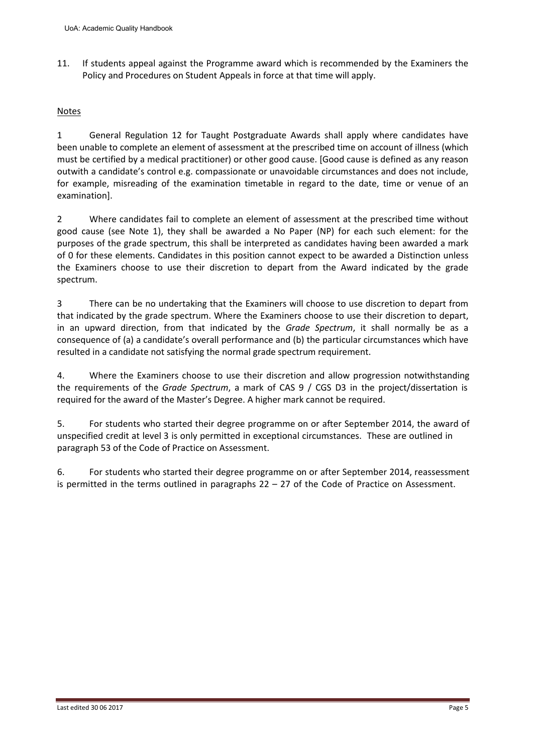11. If students appeal against the Programme award which is recommended by the Examiners the Policy and Procedures on Student Appeals in force at that time will apply.

Notes

1 General Regulation 12 for Taught Postgraduate Awards shall apply where candidates have been unable to complete an element of assessment at the prescribed time on account of illness (which must be certified by a medical practitioner) or other good cause. [Good cause is defined as any reason outwith a candidate's control e.g. compassionate or unavoidable circumstances and does not include, for example, misreading of the examination timetable in regard to the date, time or venue of an examination].

2 Where candidates fail to complete an element of assessment at the prescribed time without good cause (see Note 1), they shall be awarded a No Paper (NP) for each such element: for the purposes of the grade spectrum, this shall be interpreted as candidates having been awarded a mark of 0 for these elements. Candidates in this position cannot expect to be awarded a Distinction unless the Examiners choose to use their discretion to depart from the Award indicated by the grade spectrum.

3 There can be no undertaking that the Examiners will choose to use discretion to depart from that indicated by the grade spectrum. Where the Examiners choose to use their discretion to depart, in an upward direction, from that indicated by the *Grade Spectrum*, it shall normally be as a consequence of (a) a candidate's overall performance and (b) the particular circumstances which have resulted in a candidate not satisfying the normal grade spectrum requirement.

4. Where the Examiners choose to use their discretion and allow progression notwithstanding the requirements of the *Grade Spectrum*, a mark of CAS 9 / CGS D3 in the project/dissertation is required for the award of the Master's Degree. A higher mark cannot be required.

5. For students who started their degree programme on or after September 2014, the award of unspecified credit at level 3 is only permitted in exceptional circumstances. These are outlined in paragraph 53 of the Code of Practice on Assessment.

6. For students who started their degree programme on or after September 2014, reassessment is permitted in the terms outlined in paragraphs 22 – 27 of the Code of Practice on Assessment.